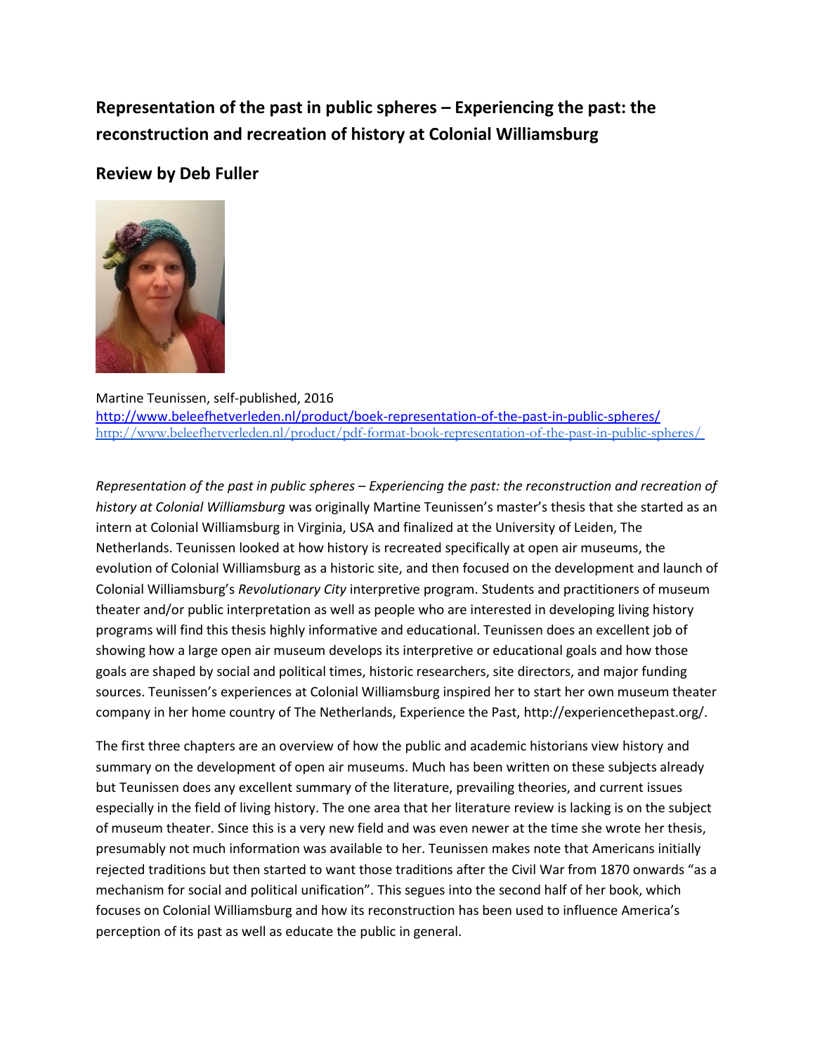## Representation of the past in public spheres – Experiencing the past: the reconstruction and recreation of history at Colonial Williamsburg

## Review by Deb Fuller

Martine Teunissen, self-published, 2016
http://www.beleefhetverleden.nl/product/boek-representation-of-the-past-in-public-spheres/
http://www.beleefhetverleden.nl/product/pdf-format-book-representation-of-the-past-in-public-spheres/

*Representation of the past in public spheres – Experiencing the past: the reconstruction and recreation of history at Colonial Williamsburg* was originally Martine Teunissen's master's thesis that she started as an intern at Colonial Williamsburg in Virginia, USA and finalized at the University of Leiden, The Netherlands. Teunissen looked at how history is recreated specifically at open air museums, the evolution of Colonial Williamsburg as a historic site, and then focused on the development and launch of Colonial Williamsburg's *Revolutionary City* interpretive program. Students and practitioners of museum theater and/or public interpretation as well as people who are interested in developing living history programs will find this thesis highly informative and educational. Teunissen does an excellent job of showing how a large open air museum develops its interpretive or educational goals and how those goals are shaped by social and political times, historic researchers, site directors, and major funding sources. Teunissen's experiences at Colonial Williamsburg inspired her to start her own museum theater company in her home country of The Netherlands, Experience the Past, http://experiencethepast.org/.

The first three chapters are an overview of how the public and academic historians view history and summary on the development of open air museums. Much has been written on these subjects already but Teunissen does any excellent summary of the literature, prevailing theories, and current issues especially in the field of living history. The one area that her literature review is lacking is on the subject of museum theater. Since this is a very new field and was even newer at the time she wrote her thesis, presumably not much information was available to her. Teunissen makes note that Americans initially rejected traditions but then started to want those traditions after the Civil War from 1870 onwards "as a mechanism for social and political unification". This segues into the second half of her book, which focuses on Colonial Williamsburg and how its reconstruction has been used to influence America's perception of its past as well as educate the public in general.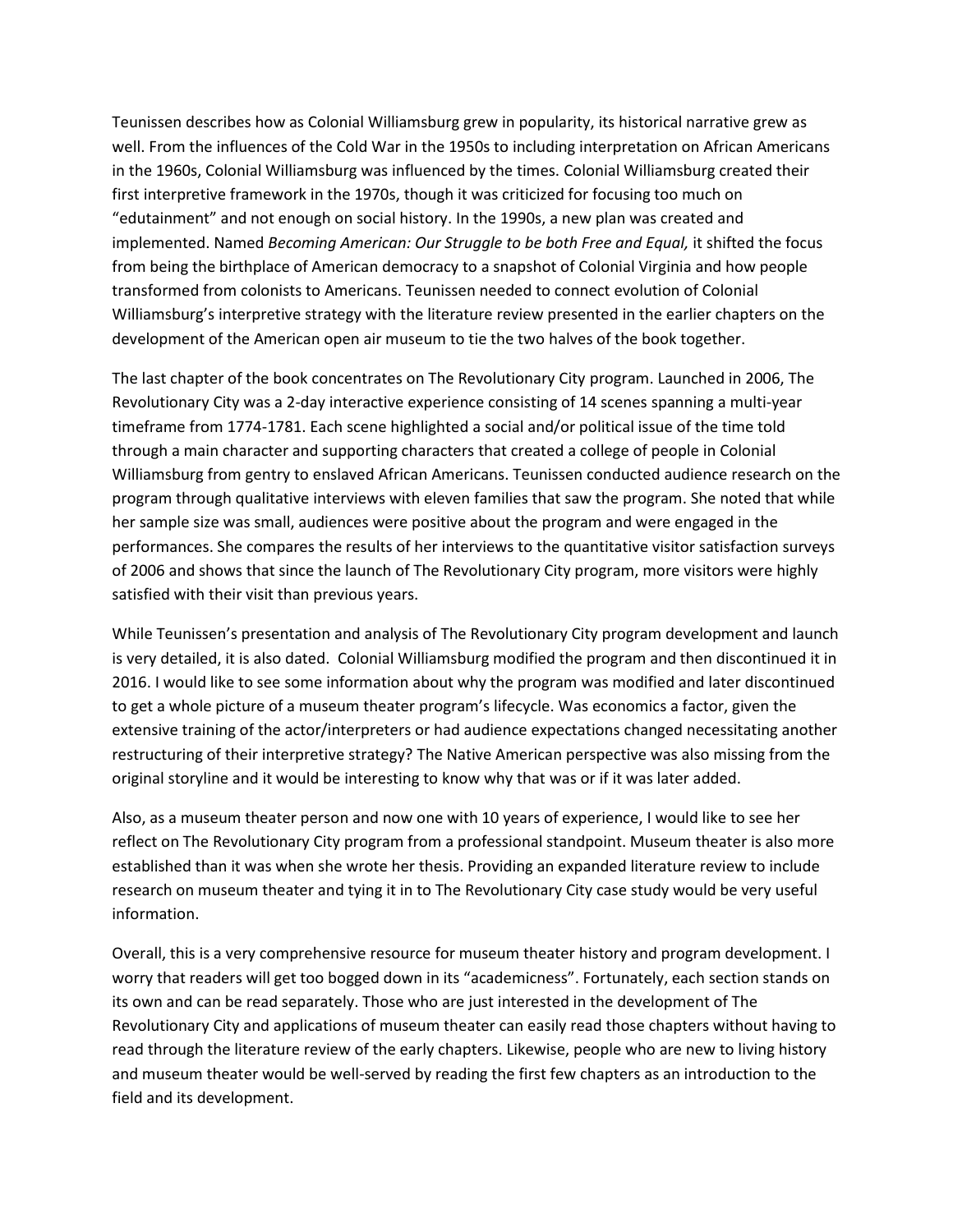Teunissen describes how as Colonial Williamsburg grew in popularity, its historical narrative grew as well. From the influences of the Cold War in the 1950s to including interpretation on African Americans in the 1960s, Colonial Williamsburg was influenced by the times. Colonial Williamsburg created their first interpretive framework in the 1970s, though it was criticized for focusing too much on "edutainment" and not enough on social history. In the 1990s, a new plan was created and implemented. Named *Becoming American: Our Struggle to be both Free and Equal,* it shifted the focus from being the birthplace of American democracy to a snapshot of Colonial Virginia and how people transformed from colonists to Americans. Teunissen needed to connect evolution of Colonial Williamsburg's interpretive strategy with the literature review presented in the earlier chapters on the development of the American open air museum to tie the two halves of the book together.

The last chapter of the book concentrates on The Revolutionary City program. Launched in 2006, The Revolutionary City was a 2-day interactive experience consisting of 14 scenes spanning a multi-year timeframe from 1774-1781. Each scene highlighted a social and/or political issue of the time told through a main character and supporting characters that created a college of people in Colonial Williamsburg from gentry to enslaved African Americans. Teunissen conducted audience research on the program through qualitative interviews with eleven families that saw the program. She noted that while her sample size was small, audiences were positive about the program and were engaged in the performances. She compares the results of her interviews to the quantitative visitor satisfaction surveys of 2006 and shows that since the launch of The Revolutionary City program, more visitors were highly satisfied with their visit than previous years.

While Teunissen's presentation and analysis of The Revolutionary City program development and launch is very detailed, it is also dated. Colonial Williamsburg modified the program and then discontinued it in 2016. I would like to see some information about why the program was modified and later discontinued to get a whole picture of a museum theater program's lifecycle. Was economics a factor, given the extensive training of the actor/interpreters or had audience expectations changed necessitating another restructuring of their interpretive strategy? The Native American perspective was also missing from the original storyline and it would be interesting to know why that was or if it was later added.

Also, as a museum theater person and now one with 10 years of experience, I would like to see her reflect on The Revolutionary City program from a professional standpoint. Museum theater is also more established than it was when she wrote her thesis. Providing an expanded literature review to include research on museum theater and tying it in to The Revolutionary City case study would be very useful information.

Overall, this is a very comprehensive resource for museum theater history and program development. I worry that readers will get too bogged down in its "academicness". Fortunately, each section stands on its own and can be read separately. Those who are just interested in the development of The Revolutionary City and applications of museum theater can easily read those chapters without having to read through the literature review of the early chapters. Likewise, people who are new to living history and museum theater would be well-served by reading the first few chapters as an introduction to the field and its development.